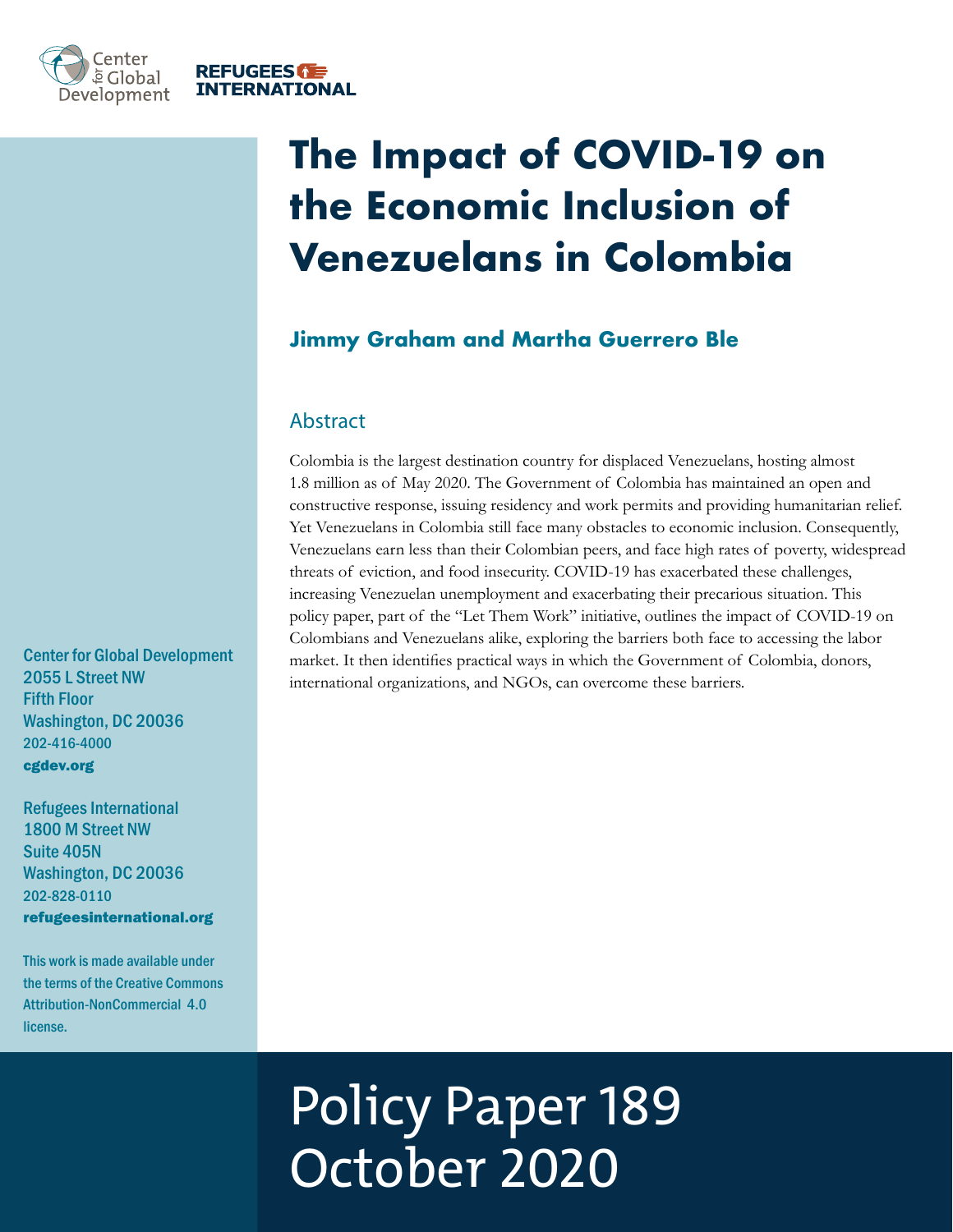Center for Global Development

REFUGEES INTERNATIONAL

# The Impact of COVID-19 on the Economic Inclusion of Venezuelans in Colombia

### Jimmy Graham and Martha Guerrero Ble

## Abstract

Colombia is the largest destination country for displaced Venezuelans, hosting almost 1.8 million as of May 2020. The Government of Colombia has maintained an open and constructive response, issuing residency and work permits and providing humanitarian relief. Yet Venezuelans in Colombia still face many obstacles to economic inclusion. Consequently, Venezuelans earn less than their Colombian peers, and face high rates of poverty, widespread threats of eviction, and food insecurity. COVID-19 has exacerbated these challenges, increasing Venezuelan unemployment and exacerbating their precarious situation. This policy paper, part of the "Let Them Work" initiative, outlines the impact of COVID-19 on Colombians and Venezuelans alike, exploring the barriers both face to accessing the labor market. It then identifies practical ways in which the Government of Colombia, donors, international organizations, and NGOs, can overcome these barriers.

Center for Global Development
2055 L Street NW
Fifth Floor
Washington, DC 20036
202-416-4000
**cgdev.org**

Refugees International
1800 M Street NW
Suite 405N
Washington, DC 20036
202-828-0110
**refugeesinternational.org**

This work is made available under the terms of the Creative Commons Attribution-NonCommercial 4.0 license.

Policy Paper 189
October 2020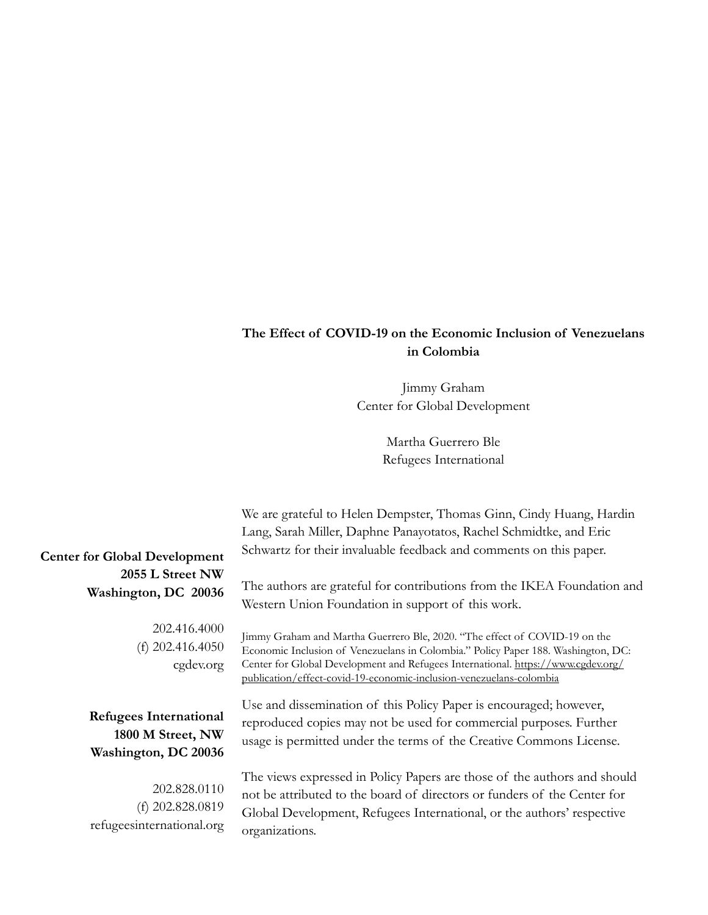**The Effect of COVID-19 on the Economic Inclusion of Venezuelans in Colombia**

Jimmy Graham
Center for Global Development

Martha Guerrero Ble
Refugees International

We are grateful to Helen Dempster, Thomas Ginn, Cindy Huang, Hardin Lang, Sarah Miller, Daphne Panayotatos, Rachel Schmidtke, and Eric Schwartz for their invaluable feedback and comments on this paper.

The authors are grateful for contributions from the IKEA Foundation and Western Union Foundation in support of this work.

Jimmy Graham and Martha Guerrero Ble, 2020. "The effect of COVID-19 on the Economic Inclusion of Venezuelans in Colombia." Policy Paper 188. Washington, DC: Center for Global Development and Refugees International. https://www.cgdev.org/publication/effect-covid-19-economic-inclusion-venezuelans-colombia

Use and dissemination of this Policy Paper is encouraged; however, reproduced copies may not be used for commercial purposes. Further usage is permitted under the terms of the Creative Commons License.

The views expressed in Policy Papers are those of the authors and should not be attributed to the board of directors or funders of the Center for Global Development, Refugees International, or the authors' respective organizations.

**Center for Global Development**
**2055 L Street NW**
**Washington, DC 20036**

202.416.4000
(f) 202.416.4050
cgdev.org

**Refugees International**
**1800 M Street, NW**
**Washington, DC 20036**

202.828.0110
(f) 202.828.0819
refugeesinternational.org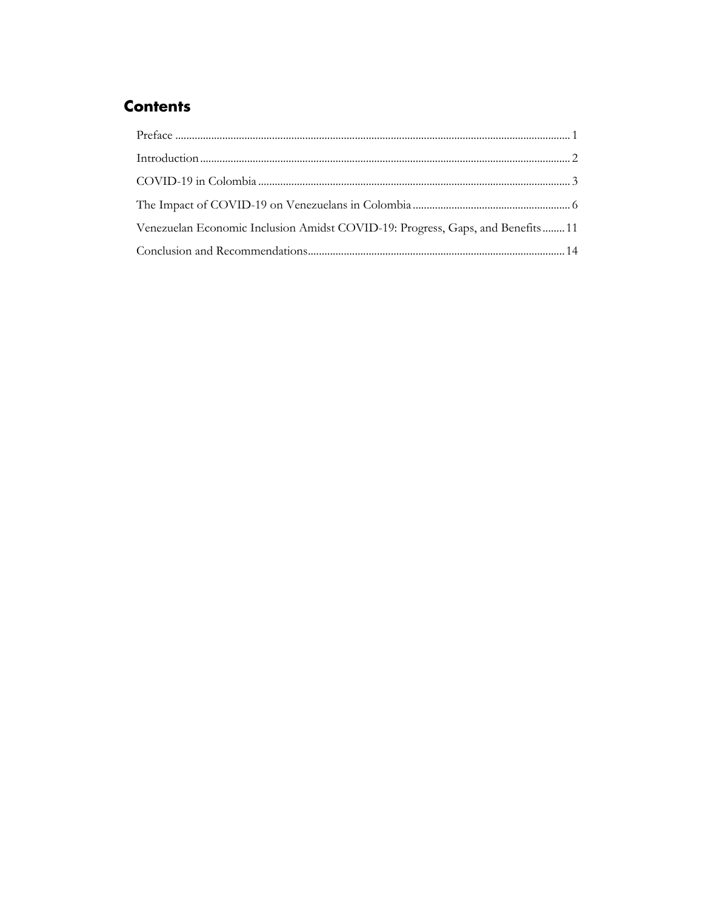## Contents

Preface ............................................................ 1

Introduction ............................................................ 2

COVID-19 in Colombia ............................................................ 3

The Impact of COVID-19 on Venezuelans in Colombia ............................................................ 6

Venezuelan Economic Inclusion Amidst COVID-19: Progress, Gaps, and Benefits ........ 11

Conclusion and Recommendations ............................................................ 14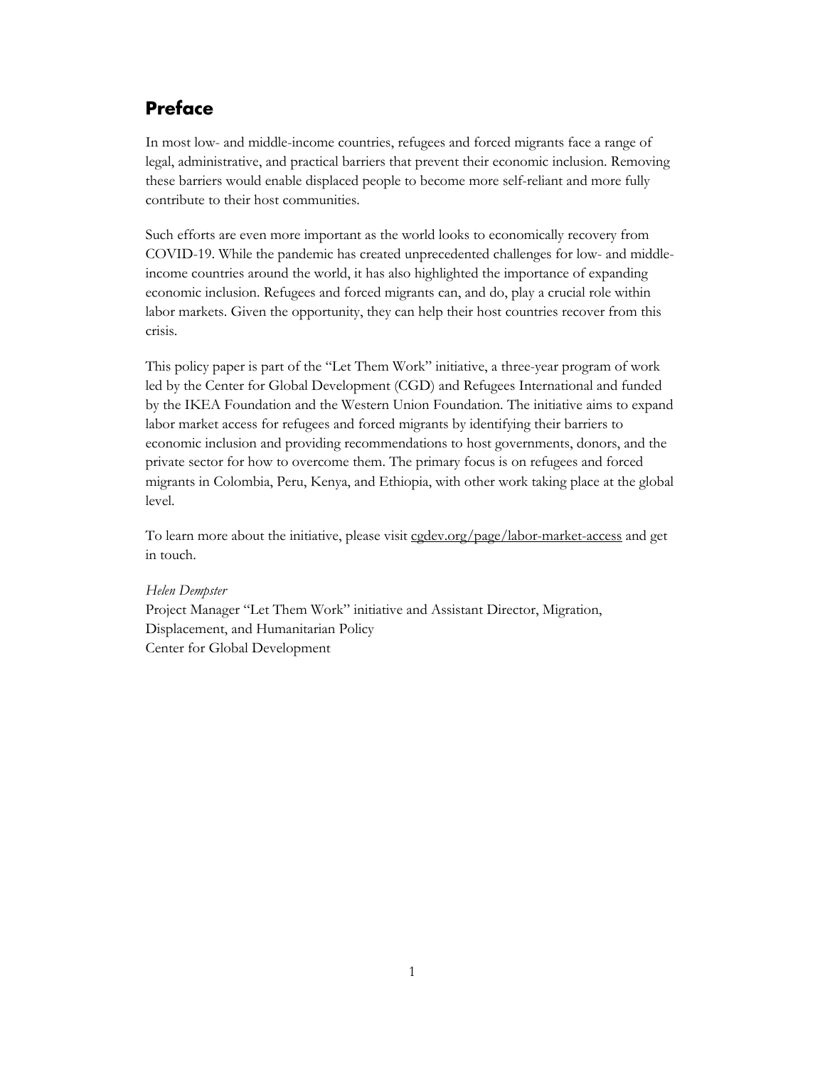## Preface

In most low- and middle-income countries, refugees and forced migrants face a range of legal, administrative, and practical barriers that prevent their economic inclusion. Removing these barriers would enable displaced people to become more self-reliant and more fully contribute to their host communities.

Such efforts are even more important as the world looks to economically recovery from COVID-19. While the pandemic has created unprecedented challenges for low- and middle-income countries around the world, it has also highlighted the importance of expanding economic inclusion. Refugees and forced migrants can, and do, play a crucial role within labor markets. Given the opportunity, they can help their host countries recover from this crisis.

This policy paper is part of the "Let Them Work" initiative, a three-year program of work led by the Center for Global Development (CGD) and Refugees International and funded by the IKEA Foundation and the Western Union Foundation. The initiative aims to expand labor market access for refugees and forced migrants by identifying their barriers to economic inclusion and providing recommendations to host governments, donors, and the private sector for how to overcome them. The primary focus is on refugees and forced migrants in Colombia, Peru, Kenya, and Ethiopia, with other work taking place at the global level.

To learn more about the initiative, please visit cgdev.org/page/labor-market-access and get in touch.

*Helen Dempster*
Project Manager "Let Them Work" initiative and Assistant Director, Migration, Displacement, and Humanitarian Policy
Center for Global Development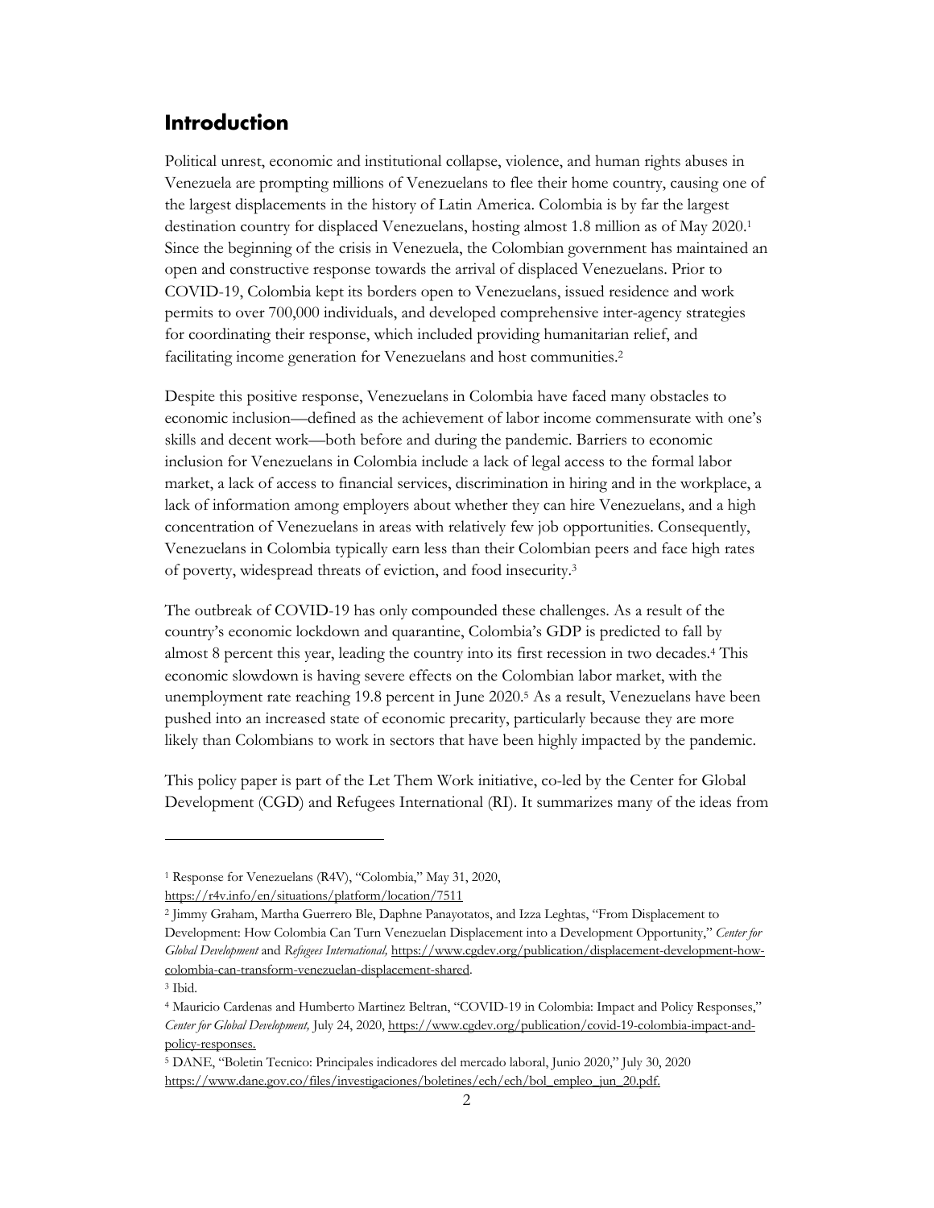## Introduction

Political unrest, economic and institutional collapse, violence, and human rights abuses in Venezuela are prompting millions of Venezuelans to flee their home country, causing one of the largest displacements in the history of Latin America. Colombia is by far the largest destination country for displaced Venezuelans, hosting almost 1.8 million as of May 2020.[1] Since the beginning of the crisis in Venezuela, the Colombian government has maintained an open and constructive response towards the arrival of displaced Venezuelans. Prior to COVID-19, Colombia kept its borders open to Venezuelans, issued residence and work permits to over 700,000 individuals, and developed comprehensive inter-agency strategies for coordinating their response, which included providing humanitarian relief, and facilitating income generation for Venezuelans and host communities.[2]

Despite this positive response, Venezuelans in Colombia have faced many obstacles to economic inclusion—defined as the achievement of labor income commensurate with one's skills and decent work—both before and during the pandemic. Barriers to economic inclusion for Venezuelans in Colombia include a lack of legal access to the formal labor market, a lack of access to financial services, discrimination in hiring and in the workplace, a lack of information among employers about whether they can hire Venezuelans, and a high concentration of Venezuelans in areas with relatively few job opportunities. Consequently, Venezuelans in Colombia typically earn less than their Colombian peers and face high rates of poverty, widespread threats of eviction, and food insecurity.[3]

The outbreak of COVID-19 has only compounded these challenges. As a result of the country's economic lockdown and quarantine, Colombia's GDP is predicted to fall by almost 8 percent this year, leading the country into its first recession in two decades.[4] This economic slowdown is having severe effects on the Colombian labor market, with the unemployment rate reaching 19.8 percent in June 2020.[5] As a result, Venezuelans have been pushed into an increased state of economic precarity, particularly because they are more likely than Colombians to work in sectors that have been highly impacted by the pandemic.

This policy paper is part of the Let Them Work initiative, co-led by the Center for Global Development (CGD) and Refugees International (RI). It summarizes many of the ideas from

---

[1] Response for Venezuelans (R4V), "Colombia," May 31, 2020, https://r4v.info/en/situations/platform/location/7511

[2] Jimmy Graham, Martha Guerrero Ble, Daphne Panayotatos, and Izza Leghtas, "From Displacement to Development: How Colombia Can Turn Venezuelan Displacement into a Development Opportunity," *Center for Global Development* and *Refugees International,* https://www.cgdev.org/publication/displacement-development-how-colombia-can-transform-venezuelan-displacement-shared.

[3] Ibid.

[4] Mauricio Cardenas and Humberto Martinez Beltran, "COVID-19 in Colombia: Impact and Policy Responses," *Center for Global Development,* July 24, 2020, https://www.cgdev.org/publication/covid-19-colombia-impact-and-policy-responses.

[5] DANE, "Boletin Tecnico: Principales indicadores del mercado laboral, Junio 2020," July 30, 2020 https://www.dane.gov.co/files/investigaciones/boletines/ech/ech/bol_empleo_jun_20.pdf.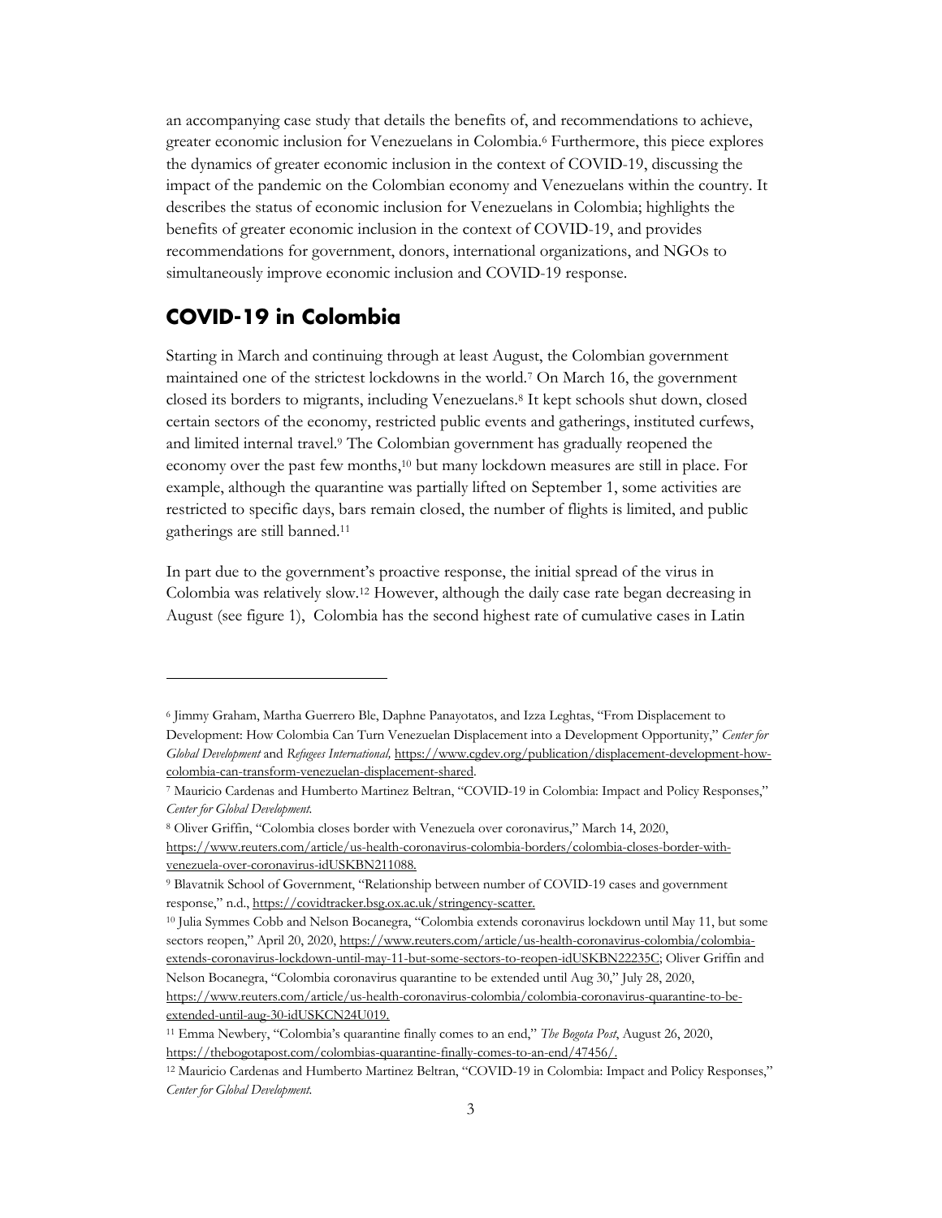an accompanying case study that details the benefits of, and recommendations to achieve, greater economic inclusion for Venezuelans in Colombia.[6] Furthermore, this piece explores the dynamics of greater economic inclusion in the context of COVID-19, discussing the impact of the pandemic on the Colombian economy and Venezuelans within the country. It describes the status of economic inclusion for Venezuelans in Colombia; highlights the benefits of greater economic inclusion in the context of COVID-19, and provides recommendations for government, donors, international organizations, and NGOs to simultaneously improve economic inclusion and COVID-19 response.

## COVID-19 in Colombia

Starting in March and continuing through at least August, the Colombian government maintained one of the strictest lockdowns in the world.[7] On March 16, the government closed its borders to migrants, including Venezuelans.[8] It kept schools shut down, closed certain sectors of the economy, restricted public events and gatherings, instituted curfews, and limited internal travel.[9] The Colombian government has gradually reopened the economy over the past few months,[10] but many lockdown measures are still in place. For example, although the quarantine was partially lifted on September 1, some activities are restricted to specific days, bars remain closed, the number of flights is limited, and public gatherings are still banned.[11]

In part due to the government's proactive response, the initial spread of the virus in Colombia was relatively slow.[12] However, although the daily case rate began decreasing in August (see figure 1), Colombia has the second highest rate of cumulative cases in Latin

---

[6] Jimmy Graham, Martha Guerrero Ble, Daphne Panayotatos, and Izza Leghtas, "From Displacement to Development: How Colombia Can Turn Venezuelan Displacement into a Development Opportunity," *Center for Global Development* and *Refugees International,* https://www.cgdev.org/publication/displacement-development-how-colombia-can-transform-venezuelan-displacement-shared.

[7] Mauricio Cardenas and Humberto Martinez Beltran, "COVID-19 in Colombia: Impact and Policy Responses," *Center for Global Development.*

[8] Oliver Griffin, "Colombia closes border with Venezuela over coronavirus," March 14, 2020, https://www.reuters.com/article/us-health-coronavirus-colombia-borders/colombia-closes-border-with-venezuela-over-coronavirus-idUSKBN211088.

[9] Blavatnik School of Government, "Relationship between number of COVID-19 cases and government response," n.d., https://covidtracker.bsg.ox.ac.uk/stringency-scatter.

[10] Julia Symmes Cobb and Nelson Bocanegra, "Colombia extends coronavirus lockdown until May 11, but some sectors reopen," April 20, 2020, https://www.reuters.com/article/us-health-coronavirus-colombia/colombia-extends-coronavirus-lockdown-until-may-11-but-some-sectors-to-reopen-idUSKBN22235C; Oliver Griffin and Nelson Bocanegra, "Colombia coronavirus quarantine to be extended until Aug 30," July 28, 2020, https://www.reuters.com/article/us-health-coronavirus-colombia/colombia-coronavirus-quarantine-to-be-extended-until-aug-30-idUSKCN24U019.

[11] Emma Newbery, "Colombia's quarantine finally comes to an end," *The Bogota Post*, August 26, 2020, https://thebogotapost.com/colombias-quarantine-finally-comes-to-an-end/47456/.

[12] Mauricio Cardenas and Humberto Martinez Beltran, "COVID-19 in Colombia: Impact and Policy Responses," *Center for Global Development.*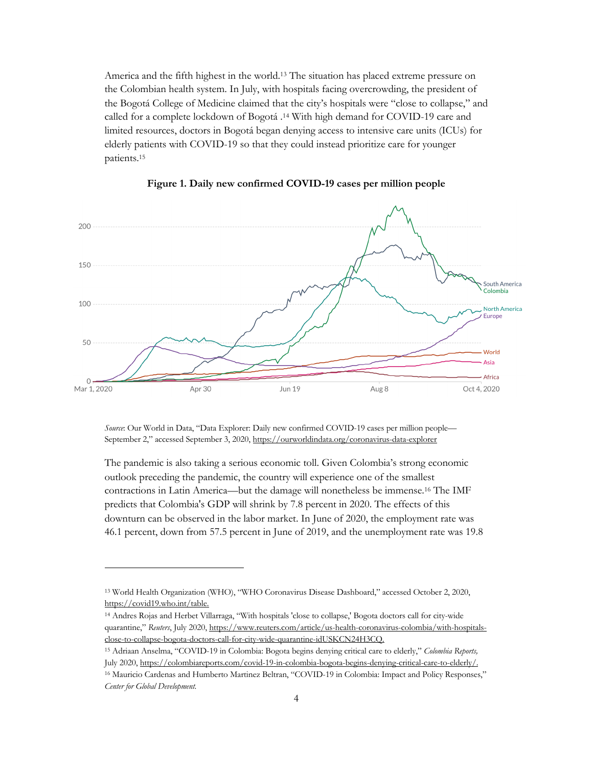America and the fifth highest in the world.[13] The situation has placed extreme pressure on the Colombian health system. In July, with hospitals facing overcrowding, the president of the Bogotá College of Medicine claimed that the city's hospitals were "close to collapse," and called for a complete lockdown of Bogotá .[14] With high demand for COVID-19 care and limited resources, doctors in Bogotá began denying access to intensive care units (ICUs) for elderly patients with COVID-19 so that they could instead prioritize care for younger patients.[15]

**Figure 1. Daily new confirmed COVID-19 cases per million people**

*Source*: Our World in Data, "Data Explorer: Daily new confirmed COVID-19 cases per million people—September 2," accessed September 3, 2020, https://ourworldindata.org/coronavirus-data-explorer

The pandemic is also taking a serious economic toll. Given Colombia's strong economic outlook preceding the pandemic, the country will experience one of the smallest contractions in Latin America—but the damage will nonetheless be immense.[16] The IMF predicts that Colombia's GDP will shrink by 7.8 percent in 2020. The effects of this downturn can be observed in the labor market. In June of 2020, the employment rate was 46.1 percent, down from 57.5 percent in June of 2019, and the unemployment rate was 19.8

---

[13] World Health Organization (WHO), "WHO Coronavirus Disease Dashboard," accessed October 2, 2020, https://covid19.who.int/table.

[14] Andres Rojas and Herbet Villarraga, "With hospitals 'close to collapse,' Bogota doctors call for city-wide quarantine," *Reuters*, July 2020, https://www.reuters.com/article/us-health-coronavirus-colombia/with-hospitals-close-to-collapse-bogota-doctors-call-for-city-wide-quarantine-idUSKCN24H3CQ.

[15] Adriaan Anselma, "COVID-19 in Colombia: Bogota begins denying critical care to elderly," *Colombia Reports,* July 2020, https://colombiareports.com/covid-19-in-colombia-bogota-begins-denying-critical-care-to-elderly/.

[16] Mauricio Cardenas and Humberto Martinez Beltran, "COVID-19 in Colombia: Impact and Policy Responses," *Center for Global Development.*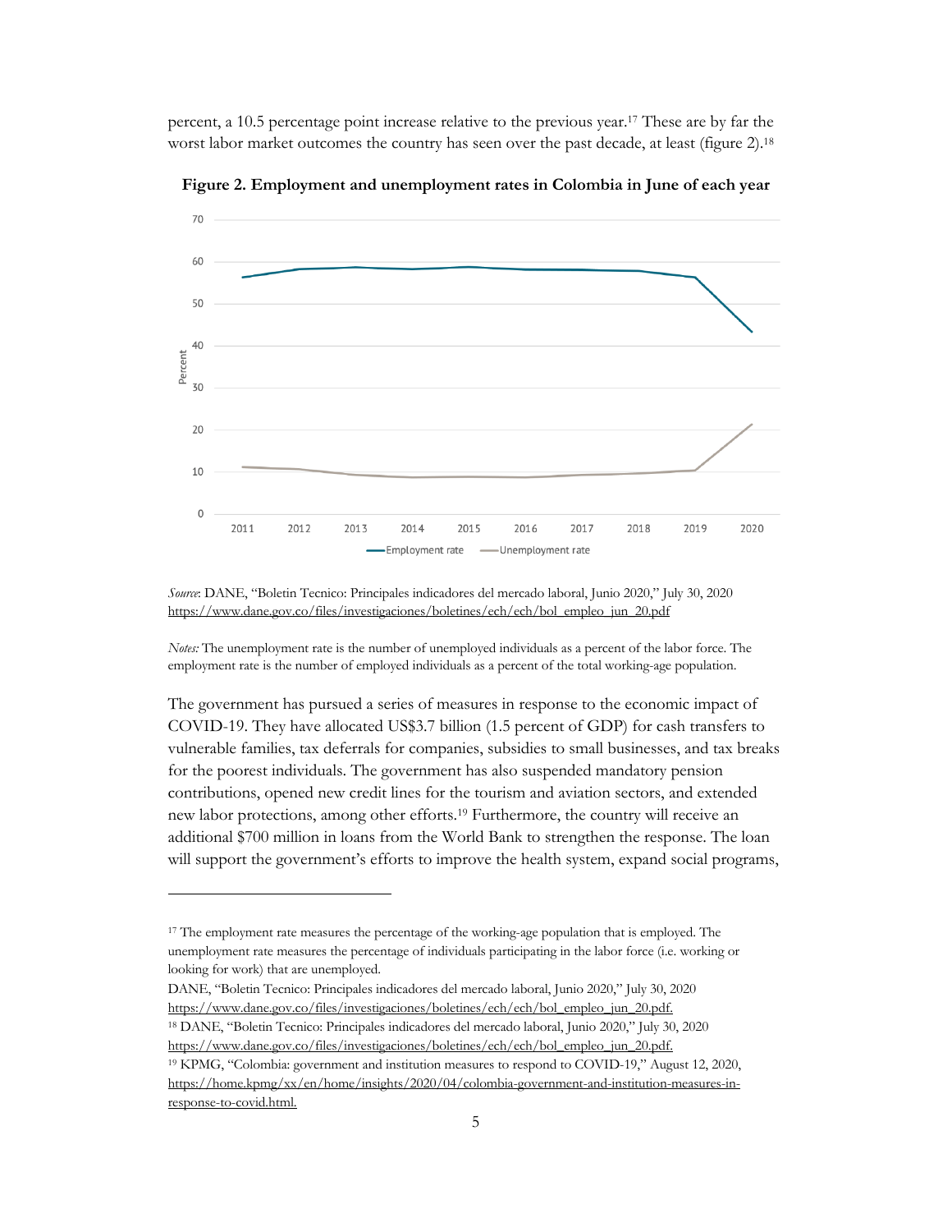percent, a 10.5 percentage point increase relative to the previous year.[17] These are by far the worst labor market outcomes the country has seen over the past decade, at least (figure 2).[18]

**Figure 2. Employment and unemployment rates in Colombia in June of each year**

*Source*: DANE, "Boletin Tecnico: Principales indicadores del mercado laboral, Junio 2020," July 30, 2020 https://www.dane.gov.co/files/investigaciones/boletines/ech/ech/bol_empleo_jun_20.pdf

*Notes:* The unemployment rate is the number of unemployed individuals as a percent of the labor force. The employment rate is the number of employed individuals as a percent of the total working-age population.

The government has pursued a series of measures in response to the economic impact of COVID-19. They have allocated US$3.7 billion (1.5 percent of GDP) for cash transfers to vulnerable families, tax deferrals for companies, subsidies to small businesses, and tax breaks for the poorest individuals. The government has also suspended mandatory pension contributions, opened new credit lines for the tourism and aviation sectors, and extended new labor protections, among other efforts.[19] Furthermore, the country will receive an additional $700 million in loans from the World Bank to strengthen the response. The loan will support the government's efforts to improve the health system, expand social programs,

---

[17] The employment rate measures the percentage of the working-age population that is employed. The unemployment rate measures the percentage of individuals participating in the labor force (i.e. working or looking for work) that are unemployed.

DANE, "Boletin Tecnico: Principales indicadores del mercado laboral, Junio 2020," July 30, 2020 https://www.dane.gov.co/files/investigaciones/boletines/ech/ech/bol_empleo_jun_20.pdf.

[18] DANE, "Boletin Tecnico: Principales indicadores del mercado laboral, Junio 2020," July 30, 2020 https://www.dane.gov.co/files/investigaciones/boletines/ech/ech/bol_empleo_jun_20.pdf.

[19] KPMG, "Colombia: government and institution measures to respond to COVID-19," August 12, 2020, https://home.kpmg/xx/en/home/insights/2020/04/colombia-government-and-institution-measures-in-response-to-covid.html.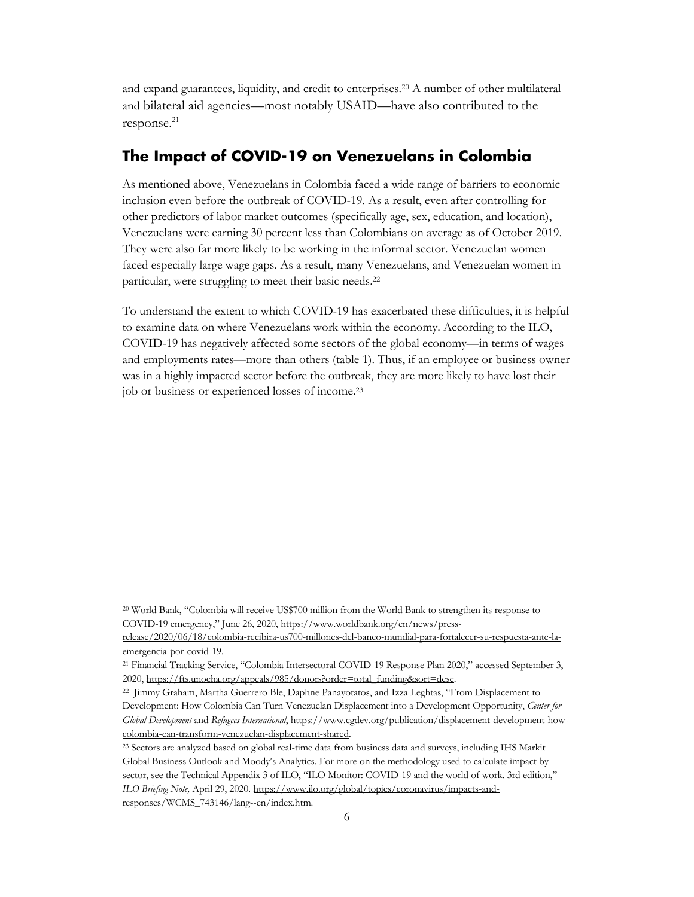and expand guarantees, liquidity, and credit to enterprises.[20] A number of other multilateral and bilateral aid agencies—most notably USAID—have also contributed to the response.[21]

## The Impact of COVID-19 on Venezuelans in Colombia

As mentioned above, Venezuelans in Colombia faced a wide range of barriers to economic inclusion even before the outbreak of COVID-19. As a result, even after controlling for other predictors of labor market outcomes (specifically age, sex, education, and location), Venezuelans were earning 30 percent less than Colombians on average as of October 2019. They were also far more likely to be working in the informal sector. Venezuelan women faced especially large wage gaps. As a result, many Venezuelans, and Venezuelan women in particular, were struggling to meet their basic needs.[22]

To understand the extent to which COVID-19 has exacerbated these difficulties, it is helpful to examine data on where Venezuelans work within the economy. According to the ILO, COVID-19 has negatively affected some sectors of the global economy—in terms of wages and employments rates—more than others (table 1). Thus, if an employee or business owner was in a highly impacted sector before the outbreak, they are more likely to have lost their job or business or experienced losses of income.[23]

---

[20] World Bank, "Colombia will receive US$700 million from the World Bank to strengthen its response to COVID-19 emergency," June 26, 2020, https://www.worldbank.org/en/news/press-release/2020/06/18/colombia-recibira-us700-millones-del-banco-mundial-para-fortalecer-su-respuesta-ante-la-emergencia-por-covid-19.

[21] Financial Tracking Service, "Colombia Intersectoral COVID-19 Response Plan 2020," accessed September 3, 2020, https://fts.unocha.org/appeals/985/donors?order=total_funding&sort=desc.

[22] Jimmy Graham, Martha Guerrero Ble, Daphne Panayotatos, and Izza Leghtas, "From Displacement to Development: How Colombia Can Turn Venezuelan Displacement into a Development Opportunity, *Center for Global Development* and *Refugees International*, https://www.cgdev.org/publication/displacement-development-how-colombia-can-transform-venezuelan-displacement-shared.

[23] Sectors are analyzed based on global real-time data from business data and surveys, including IHS Markit Global Business Outlook and Moody's Analytics. For more on the methodology used to calculate impact by sector, see the Technical Appendix 3 of ILO, "ILO Monitor: COVID-19 and the world of work. 3rd edition," *ILO Briefing Note,* April 29, 2020. https://www.ilo.org/global/topics/coronavirus/impacts-and-responses/WCMS_743146/lang--en/index.htm.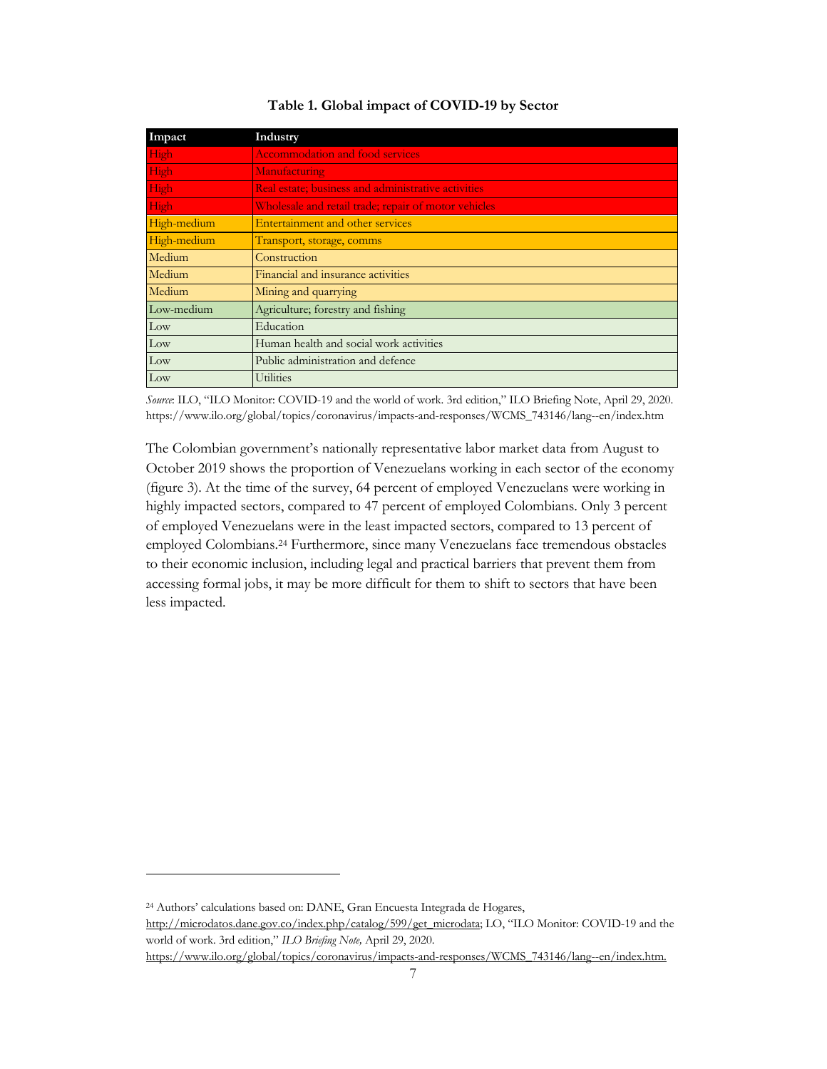**Table 1. Global impact of COVID-19 by Sector**

| Impact | Industry |
|---|---|
| High | Accommodation and food services |
| High | Manufacturing |
| High | Real estate; business and administrative activities |
| High | Wholesale and retail trade; repair of motor vehicles |
| High-medium | Entertainment and other services |
| High-medium | Transport, storage, comms |
| Medium | Construction |
| Medium | Financial and insurance activities |
| Medium | Mining and quarrying |
| Low-medium | Agriculture; forestry and fishing |
| Low | Education |
| Low | Human health and social work activities |
| Low | Public administration and defence |
| Low | Utilities |

*Source*: ILO, "ILO Monitor: COVID-19 and the world of work. 3rd edition," ILO Briefing Note, April 29, 2020. https://www.ilo.org/global/topics/coronavirus/impacts-and-responses/WCMS_743146/lang--en/index.htm

The Colombian government's nationally representative labor market data from August to October 2019 shows the proportion of Venezuelans working in each sector of the economy (figure 3). At the time of the survey, 64 percent of employed Venezuelans were working in highly impacted sectors, compared to 47 percent of employed Colombians. Only 3 percent of employed Venezuelans were in the least impacted sectors, compared to 13 percent of employed Colombians.[24] Furthermore, since many Venezuelans face tremendous obstacles to their economic inclusion, including legal and practical barriers that prevent them from accessing formal jobs, it may be more difficult for them to shift to sectors that have been less impacted.

---

[24] Authors' calculations based on: DANE, Gran Encuesta Integrada de Hogares, http://microdatos.dane.gov.co/index.php/catalog/599/get_microdata; LO, "ILO Monitor: COVID-19 and the world of work. 3rd edition," *ILO Briefing Note,* April 29, 2020. https://www.ilo.org/global/topics/coronavirus/impacts-and-responses/WCMS_743146/lang--en/index.htm.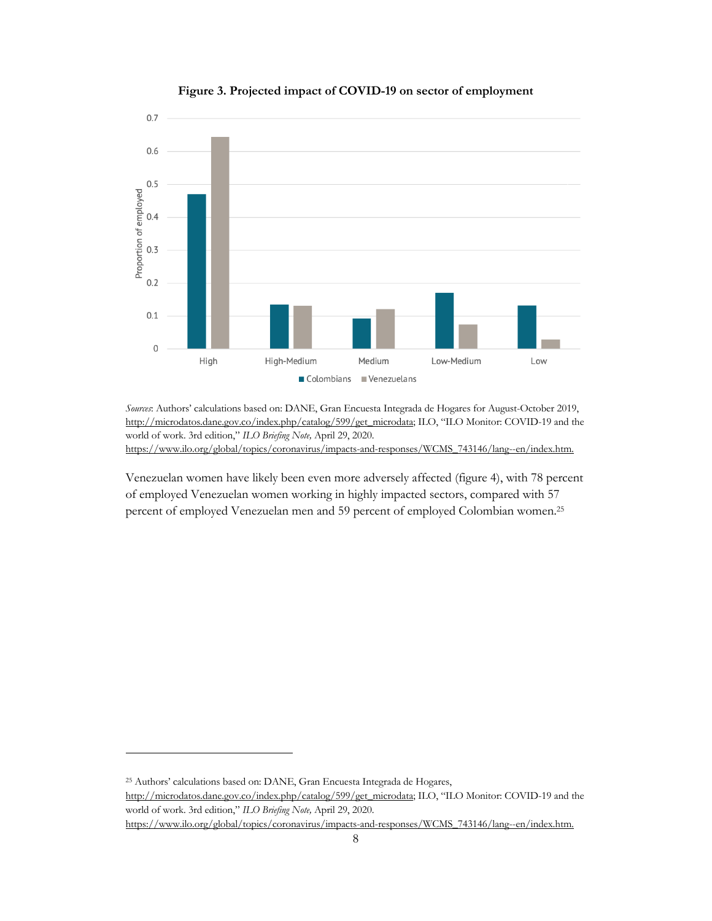**Figure 3. Projected impact of COVID-19 on sector of employment**

*Sources*: Authors' calculations based on: DANE, Gran Encuesta Integrada de Hogares for August-October 2019, http://microdatos.dane.gov.co/index.php/catalog/599/get_microdata; ILO, "ILO Monitor: COVID-19 and the world of work. 3rd edition," *ILO Briefing Note,* April 29, 2020. https://www.ilo.org/global/topics/coronavirus/impacts-and-responses/WCMS_743146/lang--en/index.htm.

Venezuelan women have likely been even more adversely affected (figure 4), with 78 percent of employed Venezuelan women working in highly impacted sectors, compared with 57 percent of employed Venezuelan men and 59 percent of employed Colombian women.[25]

[25] Authors' calculations based on: DANE, Gran Encuesta Integrada de Hogares, http://microdatos.dane.gov.co/index.php/catalog/599/get_microdata; ILO, "ILO Monitor: COVID-19 and the world of work. 3rd edition," *ILO Briefing Note,* April 29, 2020. https://www.ilo.org/global/topics/coronavirus/impacts-and-responses/WCMS_743146/lang--en/index.htm.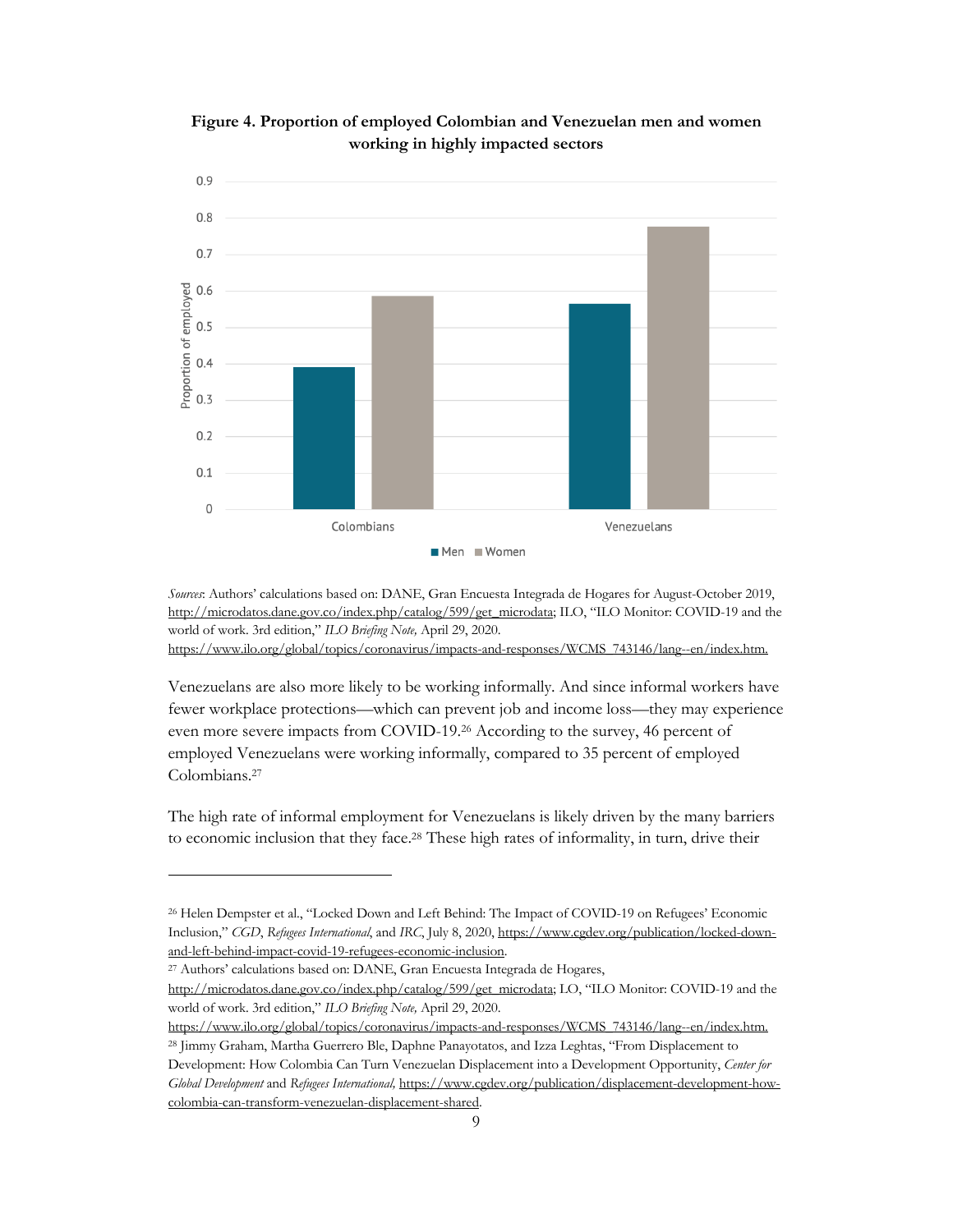**Figure 4. Proportion of employed Colombian and Venezuelan men and women working in highly impacted sectors**

*Sources*: Authors' calculations based on: DANE, Gran Encuesta Integrada de Hogares for August-October 2019, http://microdatos.dane.gov.co/index.php/catalog/599/get_microdata; ILO, "ILO Monitor: COVID-19 and the world of work. 3rd edition," *ILO Briefing Note,* April 29, 2020. https://www.ilo.org/global/topics/coronavirus/impacts-and-responses/WCMS_743146/lang--en/index.htm.

Venezuelans are also more likely to be working informally. And since informal workers have fewer workplace protections—which can prevent job and income loss—they may experience even more severe impacts from COVID-19.[26] According to the survey, 46 percent of employed Venezuelans were working informally, compared to 35 percent of employed Colombians.[27]

The high rate of informal employment for Venezuelans is likely driven by the many barriers to economic inclusion that they face.[28] These high rates of informality, in turn, drive their

---

[26] Helen Dempster et al., "Locked Down and Left Behind: The Impact of COVID-19 on Refugees' Economic Inclusion," *CGD*, *Refugees International*, and *IRC*, July 8, 2020, https://www.cgdev.org/publication/locked-down-and-left-behind-impact-covid-19-refugees-economic-inclusion.

[27] Authors' calculations based on: DANE, Gran Encuesta Integrada de Hogares, http://microdatos.dane.gov.co/index.php/catalog/599/get_microdata; LO, "ILO Monitor: COVID-19 and the world of work. 3rd edition," *ILO Briefing Note,* April 29, 2020. https://www.ilo.org/global/topics/coronavirus/impacts-and-responses/WCMS_743146/lang--en/index.htm.

[28] Jimmy Graham, Martha Guerrero Ble, Daphne Panayotatos, and Izza Leghtas, "From Displacement to Development: How Colombia Can Turn Venezuelan Displacement into a Development Opportunity, *Center for Global Development* and *Refugees International,* https://www.cgdev.org/publication/displacement-development-how-colombia-can-transform-venezuelan-displacement-shared.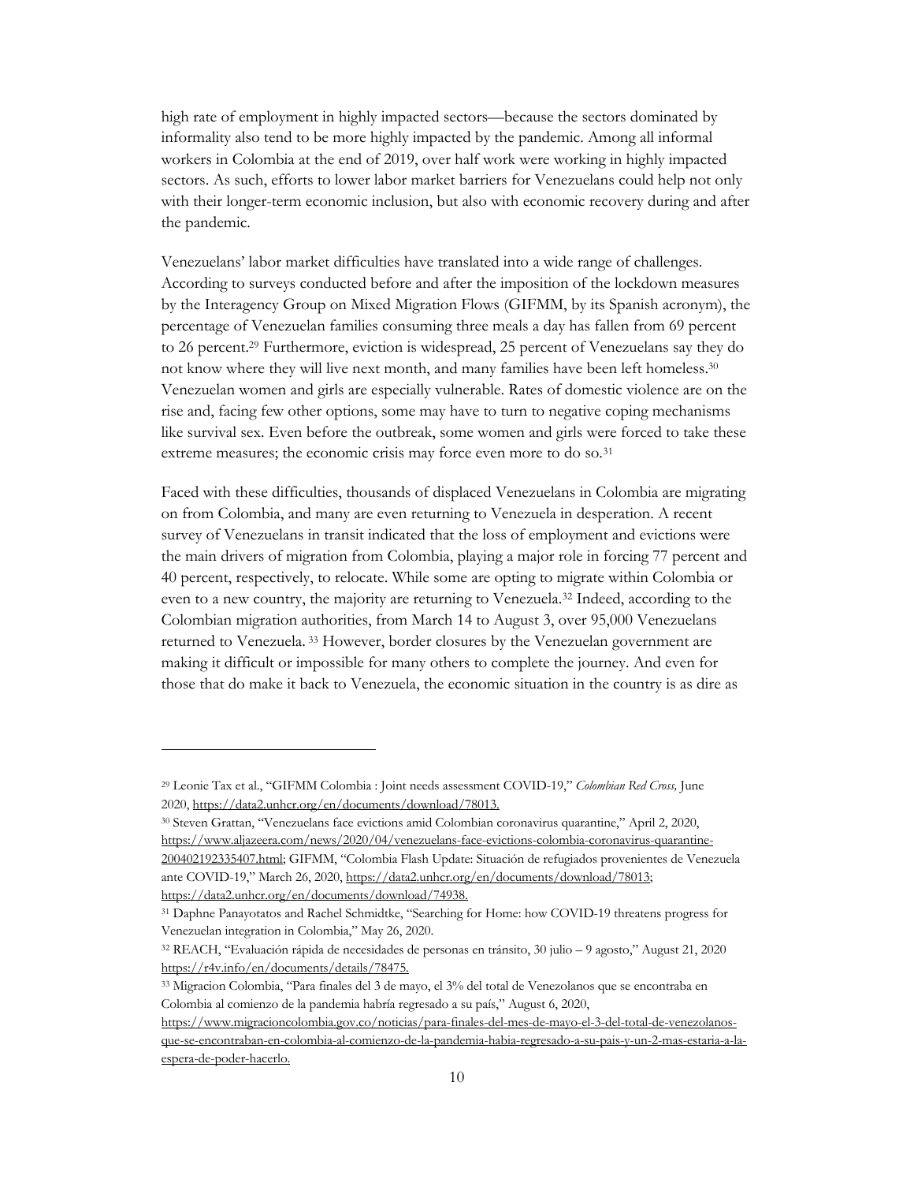high rate of employment in highly impacted sectors—because the sectors dominated by informality also tend to be more highly impacted by the pandemic. Among all informal workers in Colombia at the end of 2019, over half work were working in highly impacted sectors. As such, efforts to lower labor market barriers for Venezuelans could help not only with their longer-term economic inclusion, but also with economic recovery during and after the pandemic.

Venezuelans' labor market difficulties have translated into a wide range of challenges. According to surveys conducted before and after the imposition of the lockdown measures by the Interagency Group on Mixed Migration Flows (GIFMM, by its Spanish acronym), the percentage of Venezuelan families consuming three meals a day has fallen from 69 percent to 26 percent.[29] Furthermore, eviction is widespread, 25 percent of Venezuelans say they do not know where they will live next month, and many families have been left homeless.[30] Venezuelan women and girls are especially vulnerable. Rates of domestic violence are on the rise and, facing few other options, some may have to turn to negative coping mechanisms like survival sex. Even before the outbreak, some women and girls were forced to take these extreme measures; the economic crisis may force even more to do so.[31]

Faced with these difficulties, thousands of displaced Venezuelans in Colombia are migrating on from Colombia, and many are even returning to Venezuela in desperation. A recent survey of Venezuelans in transit indicated that the loss of employment and evictions were the main drivers of migration from Colombia, playing a major role in forcing 77 percent and 40 percent, respectively, to relocate. While some are opting to migrate within Colombia or even to a new country, the majority are returning to Venezuela.[32] Indeed, according to the Colombian migration authorities, from March 14 to August 3, over 95,000 Venezuelans returned to Venezuela.[33] However, border closures by the Venezuelan government are making it difficult or impossible for many others to complete the journey. And even for those that do make it back to Venezuela, the economic situation in the country is as dire as

---

[29] Leonie Tax et al., "GIFMM Colombia : Joint needs assessment COVID-19," *Colombian Red Cross,* June 2020, https://data2.unhcr.org/en/documents/download/78013.

[30] Steven Grattan, "Venezuelans face evictions amid Colombian coronavirus quarantine," April 2, 2020, https://www.aljazeera.com/news/2020/04/venezuelans-face-evictions-colombia-coronavirus-quarantine-200402192335407.html; GIFMM, "Colombia Flash Update: Situación de refugiados provenientes de Venezuela ante COVID-19," March 26, 2020, https://data2.unhcr.org/en/documents/download/78013; https://data2.unhcr.org/en/documents/download/74938.

[31] Daphne Panayotatos and Rachel Schmidtke, "Searching for Home: how COVID-19 threatens progress for Venezuelan integration in Colombia," May 26, 2020.

[32] REACH, "Evaluación rápida de necesidades de personas en tránsito, 30 julio – 9 agosto," August 21, 2020 https://r4v.info/en/documents/details/78475.

[33] Migracion Colombia, "Para finales del 3 de mayo, el 3% del total de Venezolanos que se encontraba en Colombia al comienzo de la pandemia habría regresado a su país," August 6, 2020, https://www.migracioncolombia.gov.co/noticias/para-finales-del-mes-de-mayo-el-3-del-total-de-venezolanos-que-se-encontraban-en-colombia-al-comienzo-de-la-pandemia-habia-regresado-a-su-pais-y-un-2-mas-estaria-a-la-espera-de-poder-hacerlo.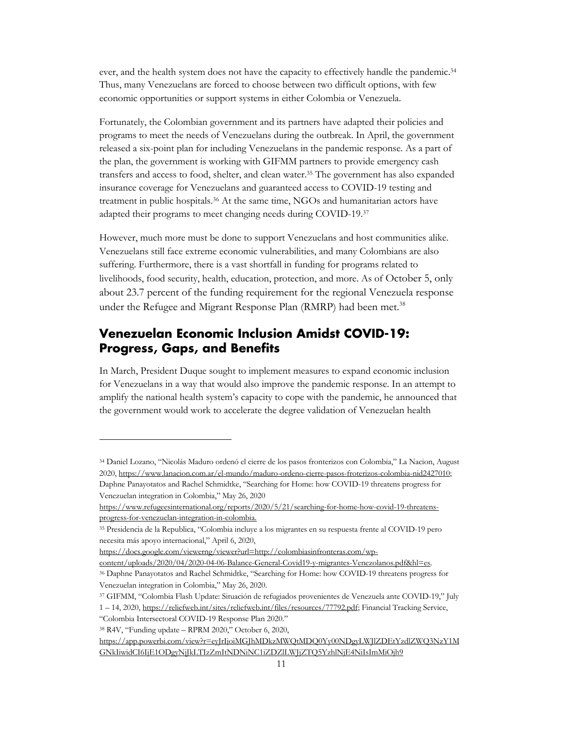ever, and the health system does not have the capacity to effectively handle the pandemic.[34] Thus, many Venezuelans are forced to choose between two difficult options, with few economic opportunities or support systems in either Colombia or Venezuela.

Fortunately, the Colombian government and its partners have adapted their policies and programs to meet the needs of Venezuelans during the outbreak. In April, the government released a six-point plan for including Venezuelans in the pandemic response. As a part of the plan, the government is working with GIFMM partners to provide emergency cash transfers and access to food, shelter, and clean water.[35] The government has also expanded insurance coverage for Venezuelans and guaranteed access to COVID-19 testing and treatment in public hospitals.[36] At the same time, NGOs and humanitarian actors have adapted their programs to meet changing needs during COVID-19.[37]

However, much more must be done to support Venezuelans and host communities alike. Venezuelans still face extreme economic vulnerabilities, and many Colombians are also suffering. Furthermore, there is a vast shortfall in funding for programs related to livelihoods, food security, health, education, protection, and more. As of October 5, only about 23.7 percent of the funding requirement for the regional Venezuela response under the Refugee and Migrant Response Plan (RMRP) had been met.[38]

## Venezuelan Economic Inclusion Amidst COVID-19: Progress, Gaps, and Benefits

In March, President Duque sought to implement measures to expand economic inclusion for Venezuelans in a way that would also improve the pandemic response. In an attempt to amplify the national health system's capacity to cope with the pandemic, he announced that the government would work to accelerate the degree validation of Venezuelan health

---

[34] Daniel Lozano, "Nicolás Maduro ordenó el cierre de los pasos fronterizos con Colombia," La Nacion, August 2020, https://www.lanacion.com.ar/el-mundo/maduro-ordeno-cierre-pasos-froterizos-colombia-nid2427010; Daphne Panayotatos and Rachel Schmidtke, "Searching for Home: how COVID-19 threatens progress for Venezuelan integration in Colombia," May 26, 2020 https://www.refugeesinternational.org/reports/2020/5/21/searching-for-home-how-covid-19-threatens-progress-for-venezuelan-integration-in-colombia.

[35] Presidencia de la Republica, "Colombia incluye a los migrantes en su respuesta frente al COVID-19 pero necesita más apoyo internacional," April 6, 2020, https://docs.google.com/viewerng/viewer?url=http://colombiasinfronteras.com/wp-content/uploads/2020/04/2020-04-06-Balance-General-Covid19-y-migrantes-Venezolanos.pdf&hl=es.

[36] Daphne Panayotatos and Rachel Schmidtke, "Searching for Home: how COVID-19 threatens progress for Venezuelan integration in Colombia," May 26, 2020.

[37] GIFMM, "Colombia Flash Update: Situación de refugiados provenientes de Venezuela ante COVID-19," July 1 – 14, 2020, https://reliefweb.int/sites/reliefweb.int/files/resources/77792.pdf; Financial Tracking Service, "Colombia Intersectoral COVID-19 Response Plan 2020."

[38] R4V, "Funding update – RPRM 2020," October 6, 2020, https://app.powerbi.com/view?r=eyJrIjoiMGJhMDkzMWQtMDQ0Yy00NDgyLWJlZDEtYzdlZWQ3NzY1MGNkIiwidCI6IjE1ODgyNjJkLTIzZmItNDNiNC1iZDZlLWJjZTQ5YzhlNjE4NiIsImMiOjh9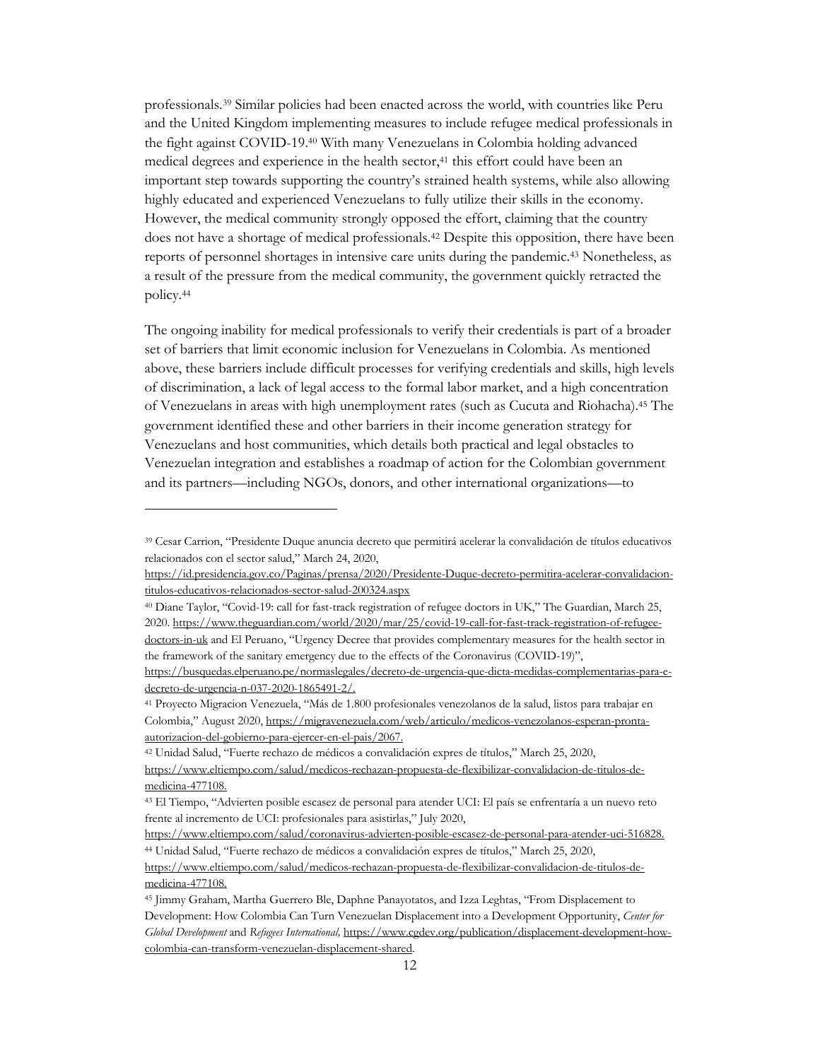professionals.[39] Similar policies had been enacted across the world, with countries like Peru and the United Kingdom implementing measures to include refugee medical professionals in the fight against COVID-19.[40] With many Venezuelans in Colombia holding advanced medical degrees and experience in the health sector,[41] this effort could have been an important step towards supporting the country's strained health systems, while also allowing highly educated and experienced Venezuelans to fully utilize their skills in the economy. However, the medical community strongly opposed the effort, claiming that the country does not have a shortage of medical professionals.[42] Despite this opposition, there have been reports of personnel shortages in intensive care units during the pandemic.[43] Nonetheless, as a result of the pressure from the medical community, the government quickly retracted the policy.[44]

The ongoing inability for medical professionals to verify their credentials is part of a broader set of barriers that limit economic inclusion for Venezuelans in Colombia. As mentioned above, these barriers include difficult processes for verifying credentials and skills, high levels of discrimination, a lack of legal access to the formal labor market, and a high concentration of Venezuelans in areas with high unemployment rates (such as Cucuta and Riohacha).[45] The government identified these and other barriers in their income generation strategy for Venezuelans and host communities, which details both practical and legal obstacles to Venezuelan integration and establishes a roadmap of action for the Colombian government and its partners—including NGOs, donors, and other international organizations—to

---

[39] Cesar Carrion, "Presidente Duque anuncia decreto que permitirá acelerar la convalidación de títulos educativos relacionados con el sector salud," March 24, 2020, https://id.presidencia.gov.co/Paginas/prensa/2020/Presidente-Duque-decreto-permitira-acelerar-convalidacion-titulos-educativos-relacionados-sector-salud-200324.aspx

[40] Diane Taylor, "Covid-19: call for fast-track registration of refugee doctors in UK," The Guardian, March 25, 2020. https://www.theguardian.com/world/2020/mar/25/covid-19-call-for-fast-track-registration-of-refugee-doctors-in-uk and El Peruano, "Urgency Decree that provides complementary measures for the health sector in the framework of the sanitary emergency due to the effects of the Coronavirus (COVID-19)", https://busquedas.elperuano.pe/normaslegales/decreto-de-urgencia-que-dicta-medidas-complementarias-para-e-decreto-de-urgencia-n-037-2020-1865491-2/.

[41] Proyecto Migracion Venezuela, "Más de 1.800 profesionales venezolanos de la salud, listos para trabajar en Colombia," August 2020, https://migravenezuela.com/web/articulo/medicos-venezolanos-esperan-pronta-autorizacion-del-gobierno-para-ejercer-en-el-pais/2067.

[42] Unidad Salud, "Fuerte rechazo de médicos a convalidación expres de títulos," March 25, 2020, https://www.eltiempo.com/salud/medicos-rechazan-propuesta-de-flexibilizar-convalidacion-de-titulos-de-medicina-477108.

[43] El Tiempo, "Advierten posible escasez de personal para atender UCI: El país se enfrentaría a un nuevo reto frente al incremento de UCI: profesionales para asistirlas," July 2020, https://www.eltiempo.com/salud/coronavirus-advierten-posible-escasez-de-personal-para-atender-uci-516828.

[44] Unidad Salud, "Fuerte rechazo de médicos a convalidación expres de títulos," March 25, 2020, https://www.eltiempo.com/salud/medicos-rechazan-propuesta-de-flexibilizar-convalidacion-de-titulos-de-medicina-477108.

[45] Jimmy Graham, Martha Guerrero Ble, Daphne Panayotatos, and Izza Leghtas, "From Displacement to Development: How Colombia Can Turn Venezuelan Displacement into a Development Opportunity, *Center for Global Development* and *Refugees International,* https://www.cgdev.org/publication/displacement-development-how-colombia-can-transform-venezuelan-displacement-shared.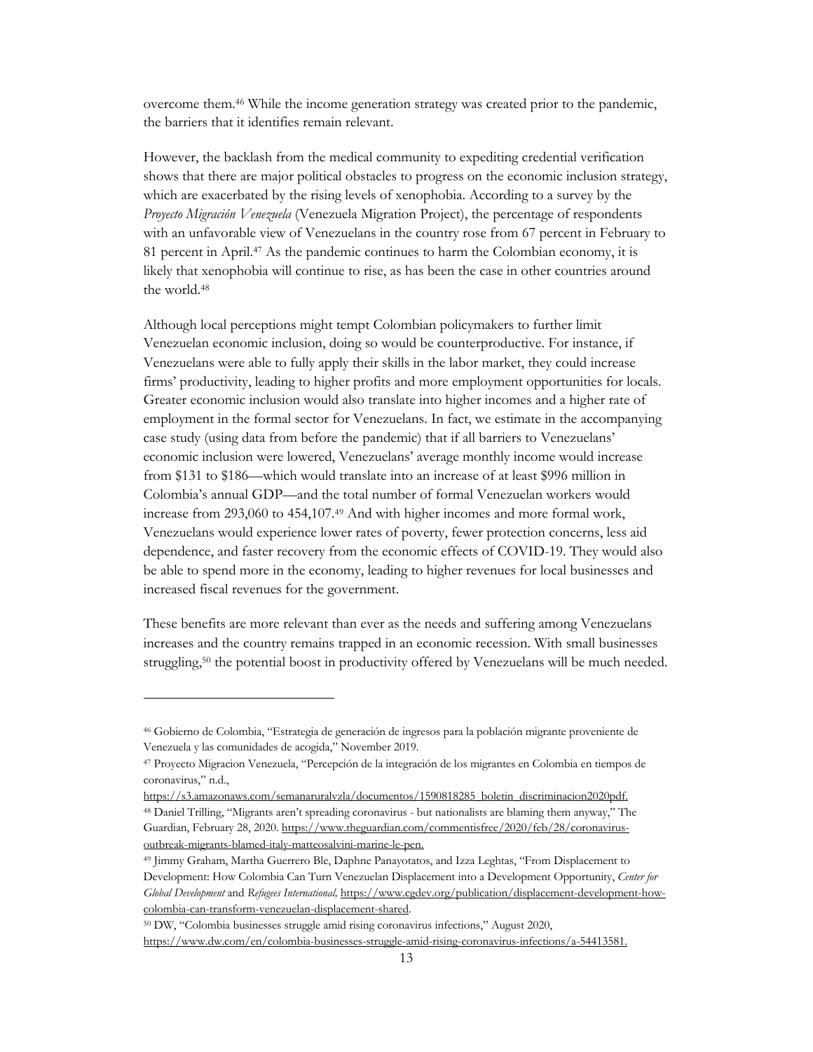overcome them.[46] While the income generation strategy was created prior to the pandemic, the barriers that it identifies remain relevant.

However, the backlash from the medical community to expediting credential verification shows that there are major political obstacles to progress on the economic inclusion strategy, which are exacerbated by the rising levels of xenophobia. According to a survey by the *Proyecto Migración Venezuela* (Venezuela Migration Project), the percentage of respondents with an unfavorable view of Venezuelans in the country rose from 67 percent in February to 81 percent in April.[47] As the pandemic continues to harm the Colombian economy, it is likely that xenophobia will continue to rise, as has been the case in other countries around the world.[48]

Although local perceptions might tempt Colombian policymakers to further limit Venezuelan economic inclusion, doing so would be counterproductive. For instance, if Venezuelans were able to fully apply their skills in the labor market, they could increase firms' productivity, leading to higher profits and more employment opportunities for locals. Greater economic inclusion would also translate into higher incomes and a higher rate of employment in the formal sector for Venezuelans. In fact, we estimate in the accompanying case study (using data from before the pandemic) that if all barriers to Venezuelans' economic inclusion were lowered, Venezuelans' average monthly income would increase from $131 to $186—which would translate into an increase of at least $996 million in Colombia's annual GDP—and the total number of formal Venezuelan workers would increase from 293,060 to 454,107.[49] And with higher incomes and more formal work, Venezuelans would experience lower rates of poverty, fewer protection concerns, less aid dependence, and faster recovery from the economic effects of COVID-19. They would also be able to spend more in the economy, leading to higher revenues for local businesses and increased fiscal revenues for the government.

These benefits are more relevant than ever as the needs and suffering among Venezuelans increases and the country remains trapped in an economic recession. With small businesses struggling,[50] the potential boost in productivity offered by Venezuelans will be much needed.

---

[46] Gobierno de Colombia, "Estrategia de generación de ingresos para la población migrante proveniente de Venezuela y las comunidades de acogida," November 2019.

[47] Proyecto Migracion Venezuela, "Percepción de la integración de los migrantes en Colombia en tiempos de coronavirus," n.d., https://s3.amazonaws.com/semanaruralvzla/documentos/1590818285_boletin_discriminacion2020pdf.

[48] Daniel Trilling, "Migrants aren't spreading coronavirus - but nationalists are blaming them anyway," The Guardian, February 28, 2020. https://www.theguardian.com/commentisfree/2020/feb/28/coronavirus-outbreak-migrants-blamed-italy-matteosalvini-marine-le-pen.

[49] Jimmy Graham, Martha Guerrero Ble, Daphne Panayotatos, and Izza Leghtas, "From Displacement to Development: How Colombia Can Turn Venezuelan Displacement into a Development Opportunity, *Center for Global Development* and *Refugees International,* https://www.cgdev.org/publication/displacement-development-how-colombia-can-transform-venezuelan-displacement-shared.

[50] DW, "Colombia businesses struggle amid rising coronavirus infections," August 2020, https://www.dw.com/en/colombia-businesses-struggle-amid-rising-coronavirus-infections/a-54413581.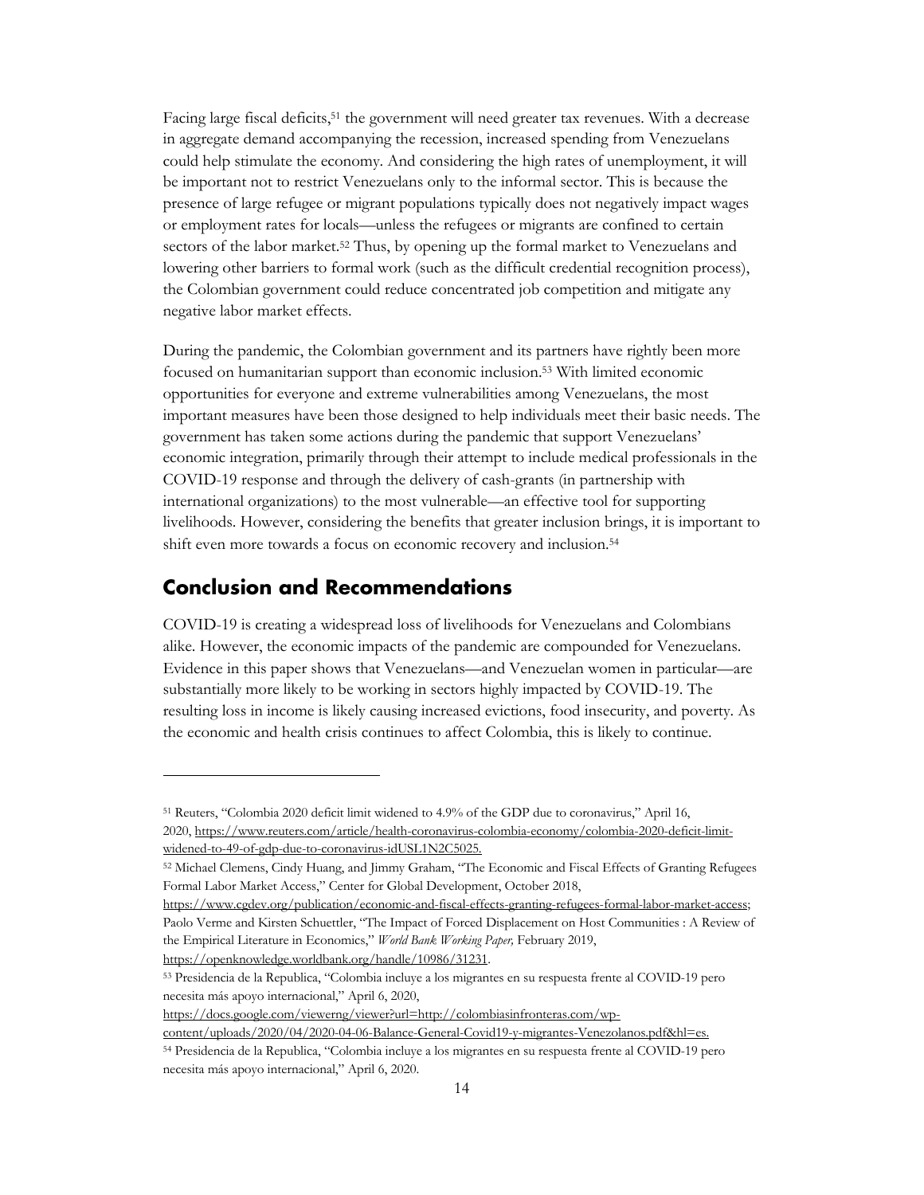Facing large fiscal deficits,[51] the government will need greater tax revenues. With a decrease in aggregate demand accompanying the recession, increased spending from Venezuelans could help stimulate the economy. And considering the high rates of unemployment, it will be important not to restrict Venezuelans only to the informal sector. This is because the presence of large refugee or migrant populations typically does not negatively impact wages or employment rates for locals—unless the refugees or migrants are confined to certain sectors of the labor market.[52] Thus, by opening up the formal market to Venezuelans and lowering other barriers to formal work (such as the difficult credential recognition process), the Colombian government could reduce concentrated job competition and mitigate any negative labor market effects.

During the pandemic, the Colombian government and its partners have rightly been more focused on humanitarian support than economic inclusion.[53] With limited economic opportunities for everyone and extreme vulnerabilities among Venezuelans, the most important measures have been those designed to help individuals meet their basic needs. The government has taken some actions during the pandemic that support Venezuelans' economic integration, primarily through their attempt to include medical professionals in the COVID-19 response and through the delivery of cash-grants (in partnership with international organizations) to the most vulnerable—an effective tool for supporting livelihoods. However, considering the benefits that greater inclusion brings, it is important to shift even more towards a focus on economic recovery and inclusion.[54]

## Conclusion and Recommendations

COVID-19 is creating a widespread loss of livelihoods for Venezuelans and Colombians alike. However, the economic impacts of the pandemic are compounded for Venezuelans. Evidence in this paper shows that Venezuelans—and Venezuelan women in particular—are substantially more likely to be working in sectors highly impacted by COVID-19. The resulting loss in income is likely causing increased evictions, food insecurity, and poverty. As the economic and health crisis continues to affect Colombia, this is likely to continue.

---

[51] Reuters, "Colombia 2020 deficit limit widened to 4.9% of the GDP due to coronavirus," April 16, 2020, https://www.reuters.com/article/health-coronavirus-colombia-economy/colombia-2020-deficit-limit-widened-to-49-of-gdp-due-to-coronavirus-idUSL1N2C5025.

[52] Michael Clemens, Cindy Huang, and Jimmy Graham, "The Economic and Fiscal Effects of Granting Refugees Formal Labor Market Access," Center for Global Development, October 2018, https://www.cgdev.org/publication/economic-and-fiscal-effects-granting-refugees-formal-labor-market-access; Paolo Verme and Kirsten Schuettler, "The Impact of Forced Displacement on Host Communities : A Review of the Empirical Literature in Economics," *World Bank Working Paper,* February 2019, https://openknowledge.worldbank.org/handle/10986/31231.

[53] Presidencia de la Republica, "Colombia incluye a los migrantes en su respuesta frente al COVID-19 pero necesita más apoyo internacional," April 6, 2020, https://docs.google.com/viewerng/viewer?url=http://colombiasinfronteras.com/wp-content/uploads/2020/04/2020-04-06-Balance-General-Covid19-y-migrantes-Venezolanos.pdf&hl=es.

[54] Presidencia de la Republica, "Colombia incluye a los migrantes en su respuesta frente al COVID-19 pero necesita más apoyo internacional," April 6, 2020.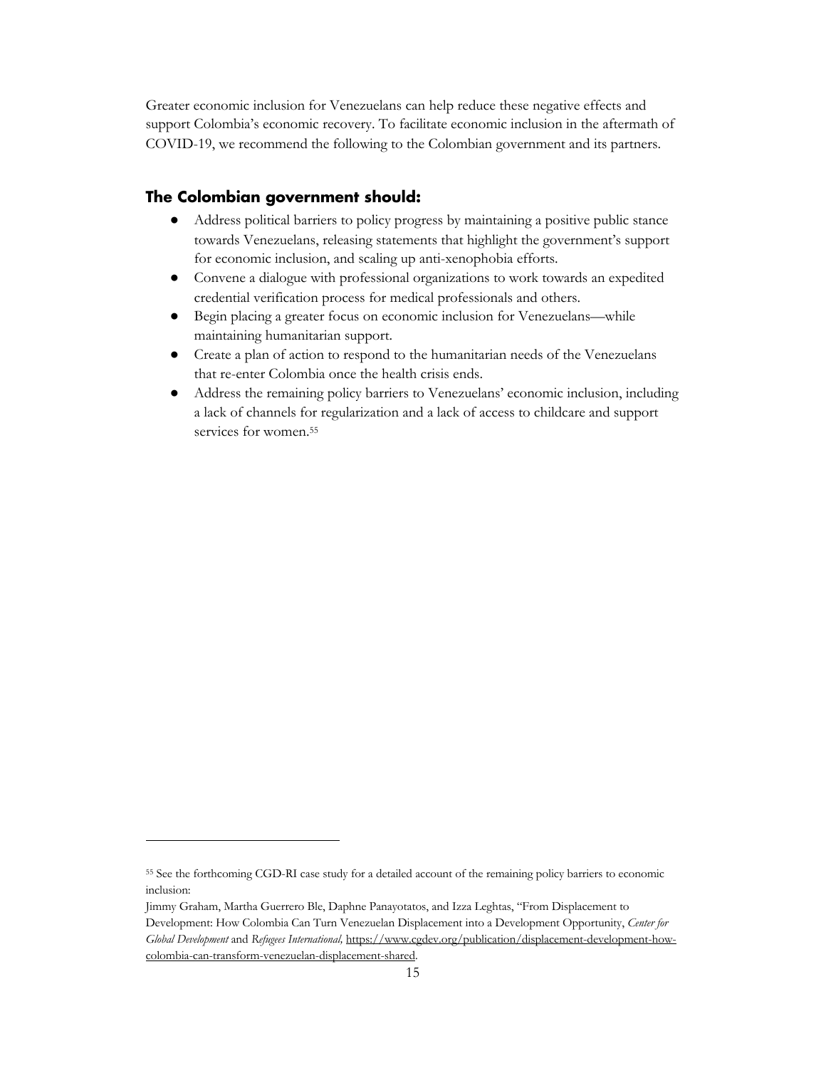Greater economic inclusion for Venezuelans can help reduce these negative effects and support Colombia's economic recovery. To facilitate economic inclusion in the aftermath of COVID-19, we recommend the following to the Colombian government and its partners.

### The Colombian government should:

- Address political barriers to policy progress by maintaining a positive public stance towards Venezuelans, releasing statements that highlight the government's support for economic inclusion, and scaling up anti-xenophobia efforts.
- Convene a dialogue with professional organizations to work towards an expedited credential verification process for medical professionals and others.
- Begin placing a greater focus on economic inclusion for Venezuelans—while maintaining humanitarian support.
- Create a plan of action to respond to the humanitarian needs of the Venezuelans that re-enter Colombia once the health crisis ends.
- Address the remaining policy barriers to Venezuelans' economic inclusion, including a lack of channels for regularization and a lack of access to childcare and support services for women.[55]

---

[55] See the forthcoming CGD-RI case study for a detailed account of the remaining policy barriers to economic inclusion:
Jimmy Graham, Martha Guerrero Ble, Daphne Panayotatos, and Izza Leghtas, "From Displacement to Development: How Colombia Can Turn Venezuelan Displacement into a Development Opportunity, *Center for Global Development* and *Refugees International,* https://www.cgdev.org/publication/displacement-development-how-colombia-can-transform-venezuelan-displacement-shared.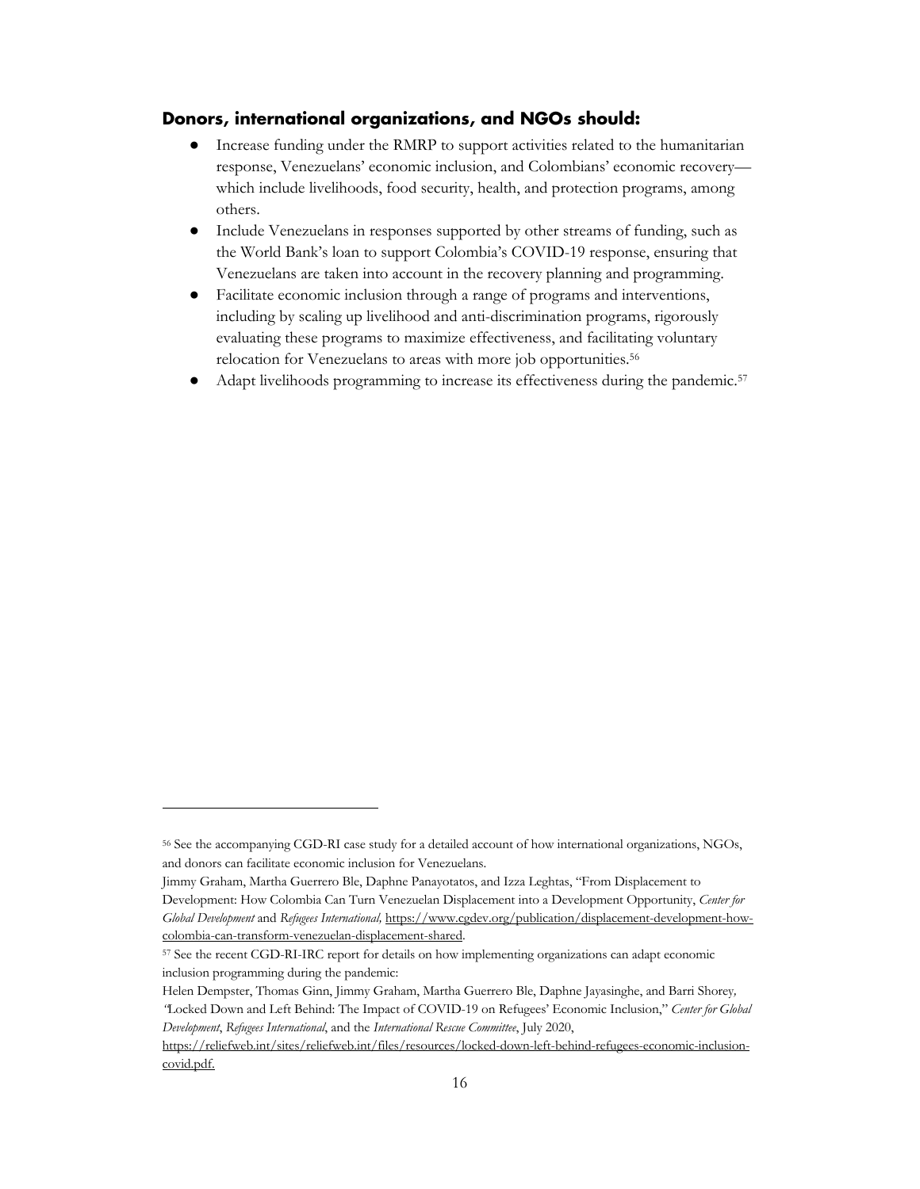### Donors, international organizations, and NGOs should:

- Increase funding under the RMRP to support activities related to the humanitarian response, Venezuelans' economic inclusion, and Colombians' economic recovery—which include livelihoods, food security, health, and protection programs, among others.
- Include Venezuelans in responses supported by other streams of funding, such as the World Bank's loan to support Colombia's COVID-19 response, ensuring that Venezuelans are taken into account in the recovery planning and programming.
- Facilitate economic inclusion through a range of programs and interventions, including by scaling up livelihood and anti-discrimination programs, rigorously evaluating these programs to maximize effectiveness, and facilitating voluntary relocation for Venezuelans to areas with more job opportunities.[56]
- Adapt livelihoods programming to increase its effectiveness during the pandemic.[57]

---

[56] See the accompanying CGD-RI case study for a detailed account of how international organizations, NGOs, and donors can facilitate economic inclusion for Venezuelans.

Jimmy Graham, Martha Guerrero Ble, Daphne Panayotatos, and Izza Leghtas, "From Displacement to Development: How Colombia Can Turn Venezuelan Displacement into a Development Opportunity, *Center for Global Development* and *Refugees International,* https://www.cgdev.org/publication/displacement-development-how-colombia-can-transform-venezuelan-displacement-shared.

[57] See the recent CGD-RI-IRC report for details on how implementing organizations can adapt economic inclusion programming during the pandemic:

Helen Dempster, Thomas Ginn, Jimmy Graham, Martha Guerrero Ble, Daphne Jayasinghe, and Barri Shorey, "Locked Down and Left Behind: The Impact of COVID-19 on Refugees' Economic Inclusion," *Center for Global Development*, *Refugees International*, and the *International Rescue Committee*, July 2020, https://reliefweb.int/sites/reliefweb.int/files/resources/locked-down-left-behind-refugees-economic-inclusion-covid.pdf.